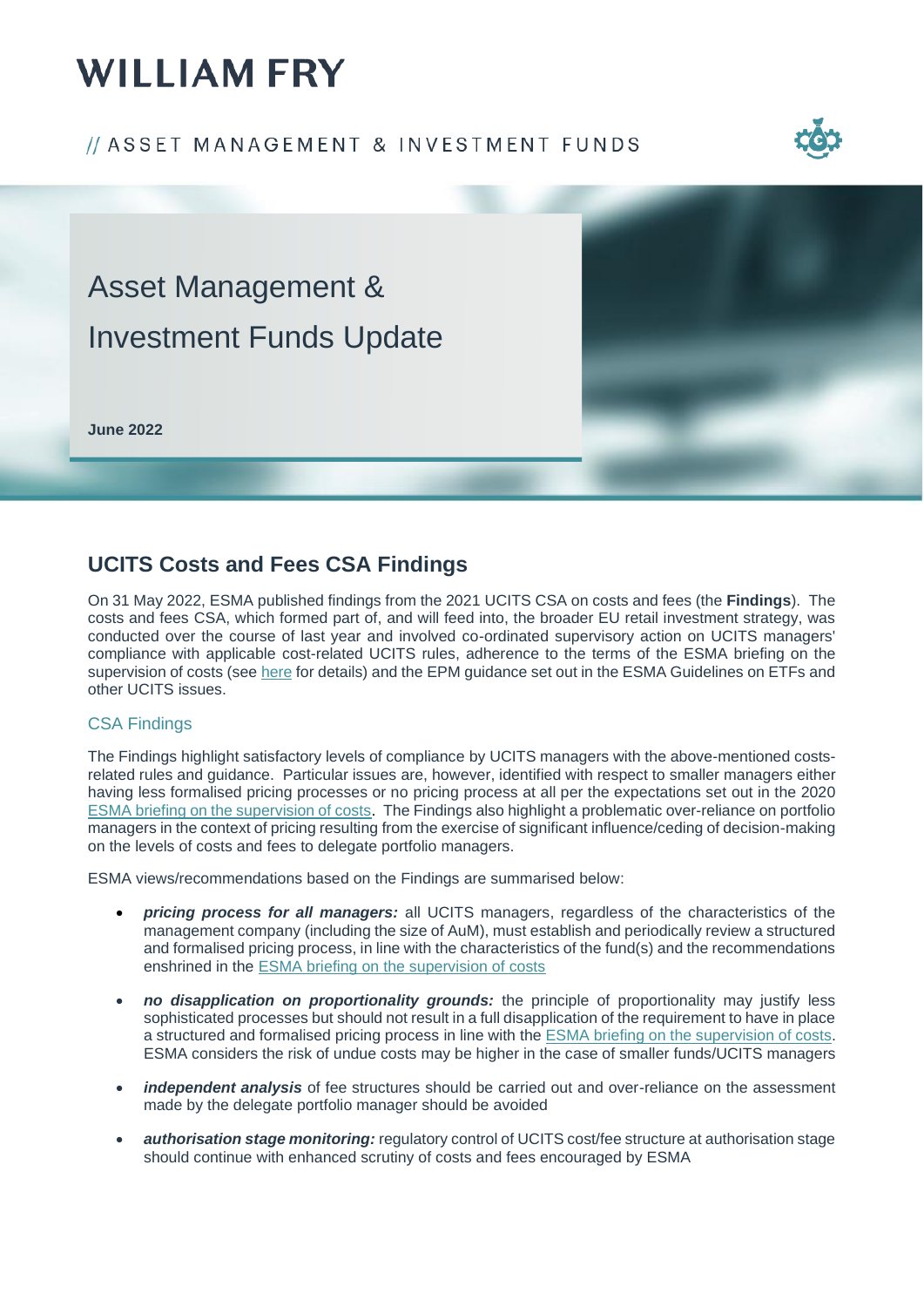# WILLIAM FRY

// ASSET MANAGEMENT & INVESTMENT FUNDS

## Asset Management & Investment Funds Update

**June 2022**

## UCITS Costs and Fees CSA Findings

On 31 May 2022, ESMA published findings from the 2021 UCITS CSA on costs and fees (the **Findings**). The costs and fees CSA, which formed part of, and will feed into, the broader EU retail investment strategy, was conducted over the course of last year and involved co-ordinated supervisory action on UCITS managers' compliance with applicable cost-related UCITS rules, adherence to the terms of the ESMA briefing on the supervision of costs (see here for details) and the EPM guidance set out in the ESMA Guidelines on ETFs and other UCITS issues.

### CSA Findings

The Findings highlight satisfactory levels of compliance by UCITS managers with the above-mentioned costs-related rules and guidance. Particular issues are, however, identified with respect to smaller managers either having less formalised pricing processes or no pricing process at all per the expectations set out in the 2020 ESMA briefing on the supervision of costs. The Findings also highlight a problematic over-reliance on portfolio managers in the context of pricing resulting from the exercise of significant influence/ceding of decision-making on the levels of costs and fees to delegate portfolio managers.

ESMA views/recommendations based on the Findings are summarised below:

- ***pricing process for all managers:*** all UCITS managers, regardless of the characteristics of the management company (including the size of AuM), must establish and periodically review a structured and formalised pricing process, in line with the characteristics of the fund(s) and the recommendations enshrined in the ESMA briefing on the supervision of costs
- ***no disapplication on proportionality grounds:*** the principle of proportionality may justify less sophisticated processes but should not result in a full disapplication of the requirement to have in place a structured and formalised pricing process in line with the ESMA briefing on the supervision of costs. ESMA considers the risk of undue costs may be higher in the case of smaller funds/UCITS managers
- ***independent analysis*** of fee structures should be carried out and over-reliance on the assessment made by the delegate portfolio manager should be avoided
- ***authorisation stage monitoring:*** regulatory control of UCITS cost/fee structure at authorisation stage should continue with enhanced scrutiny of costs and fees encouraged by ESMA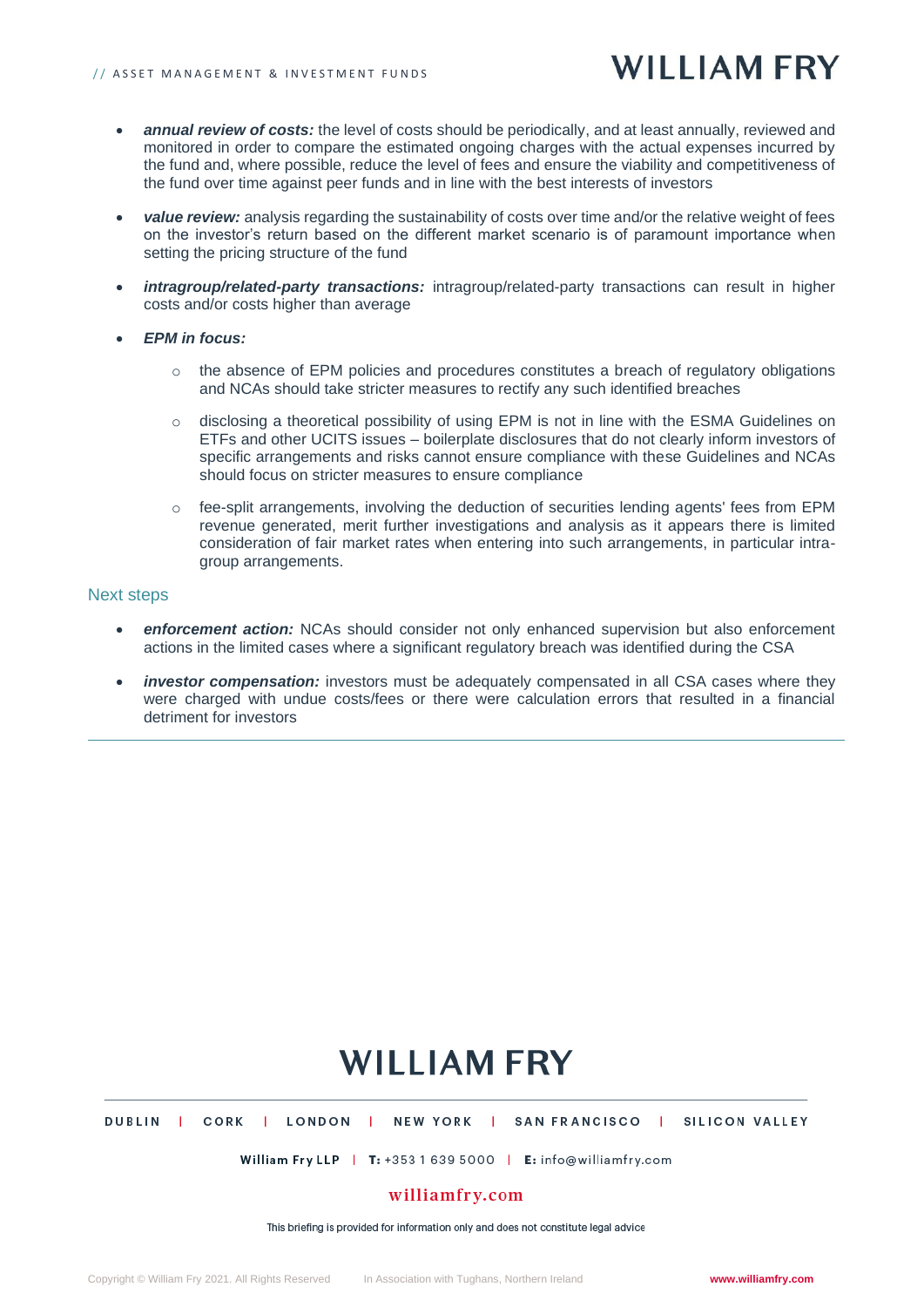- ***annual review of costs:*** the level of costs should be periodically, and at least annually, reviewed and monitored in order to compare the estimated ongoing charges with the actual expenses incurred by the fund and, where possible, reduce the level of fees and ensure the viability and competitiveness of the fund over time against peer funds and in line with the best interests of investors

- ***value review:*** analysis regarding the sustainability of costs over time and/or the relative weight of fees on the investor's return based on the different market scenario is of paramount importance when setting the pricing structure of the fund

- ***intragroup/related-party transactions:*** intragroup/related-party transactions can result in higher costs and/or costs higher than average

- ***EPM in focus:***

    - the absence of EPM policies and procedures constitutes a breach of regulatory obligations and NCAs should take stricter measures to rectify any such identified breaches

    - disclosing a theoretical possibility of using EPM is not in line with the ESMA Guidelines on ETFs and other UCITS issues – boilerplate disclosures that do not clearly inform investors of specific arrangements and risks cannot ensure compliance with these Guidelines and NCAs should focus on stricter measures to ensure compliance

    - fee-split arrangements, involving the deduction of securities lending agents' fees from EPM revenue generated, merit further investigations and analysis as it appears there is limited consideration of fair market rates when entering into such arrangements, in particular intra-group arrangements.

## Next steps

- ***enforcement action:*** NCAs should consider not only enhanced supervision but also enforcement actions in the limited cases where a significant regulatory breach was identified during the CSA

- ***investor compensation:*** investors must be adequately compensated in all CSA cases where they were charged with undue costs/fees or there were calculation errors that resulted in a financial detriment for investors

---

**WILLIAM FRY**

DUBLIN | CORK | LONDON | NEW YORK | SAN FRANCISCO | SILICON VALLEY

**William Fry LLP** | **T:** +353 1 639 5000 | **E:** info@williamfry.com

williamfry.com

This briefing is provided for information only and does not constitute legal advice